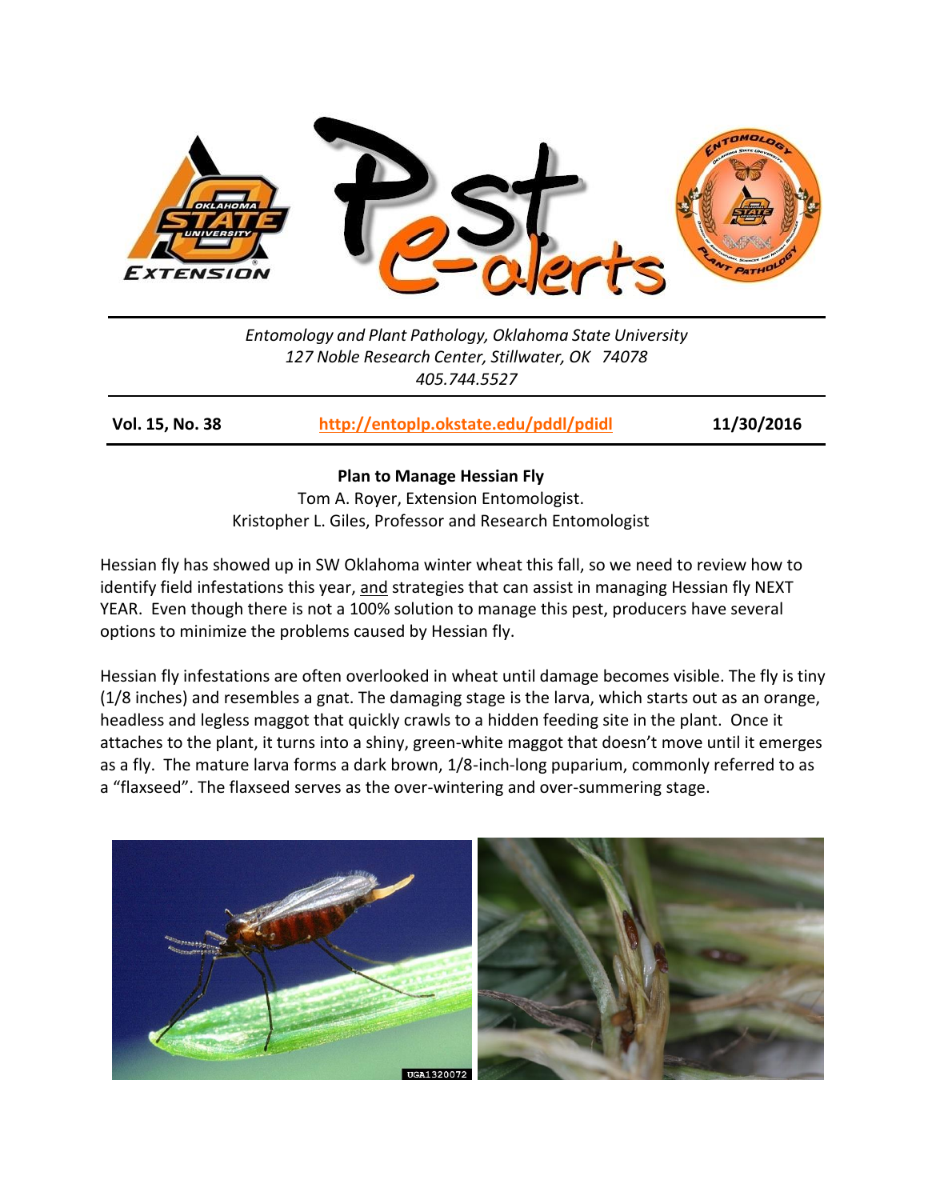*Entomology and Plant Pathology, Oklahoma State University*
*127 Noble Research Center, Stillwater, OK 74078*
*405.744.5527*

**Vol. 15, No. 38** | **http://entoplp.okstate.edu/pddl/pdidl** | **11/30/2016**

**Plan to Manage Hessian Fly**

Tom A. Royer, Extension Entomologist.
Kristopher L. Giles, Professor and Research Entomologist

Hessian fly has showed up in SW Oklahoma winter wheat this fall, so we need to review how to identify field infestations this year, and strategies that can assist in managing Hessian fly NEXT YEAR. Even though there is not a 100% solution to manage this pest, producers have several options to minimize the problems caused by Hessian fly.

Hessian fly infestations are often overlooked in wheat until damage becomes visible. The fly is tiny (1/8 inches) and resembles a gnat. The damaging stage is the larva, which starts out as an orange, headless and legless maggot that quickly crawls to a hidden feeding site in the plant. Once it attaches to the plant, it turns into a shiny, green-white maggot that doesn't move until it emerges as a fly. The mature larva forms a dark brown, 1/8-inch-long puparium, commonly referred to as a "flaxseed". The flaxseed serves as the over-wintering and over-summering stage.

UGA1320072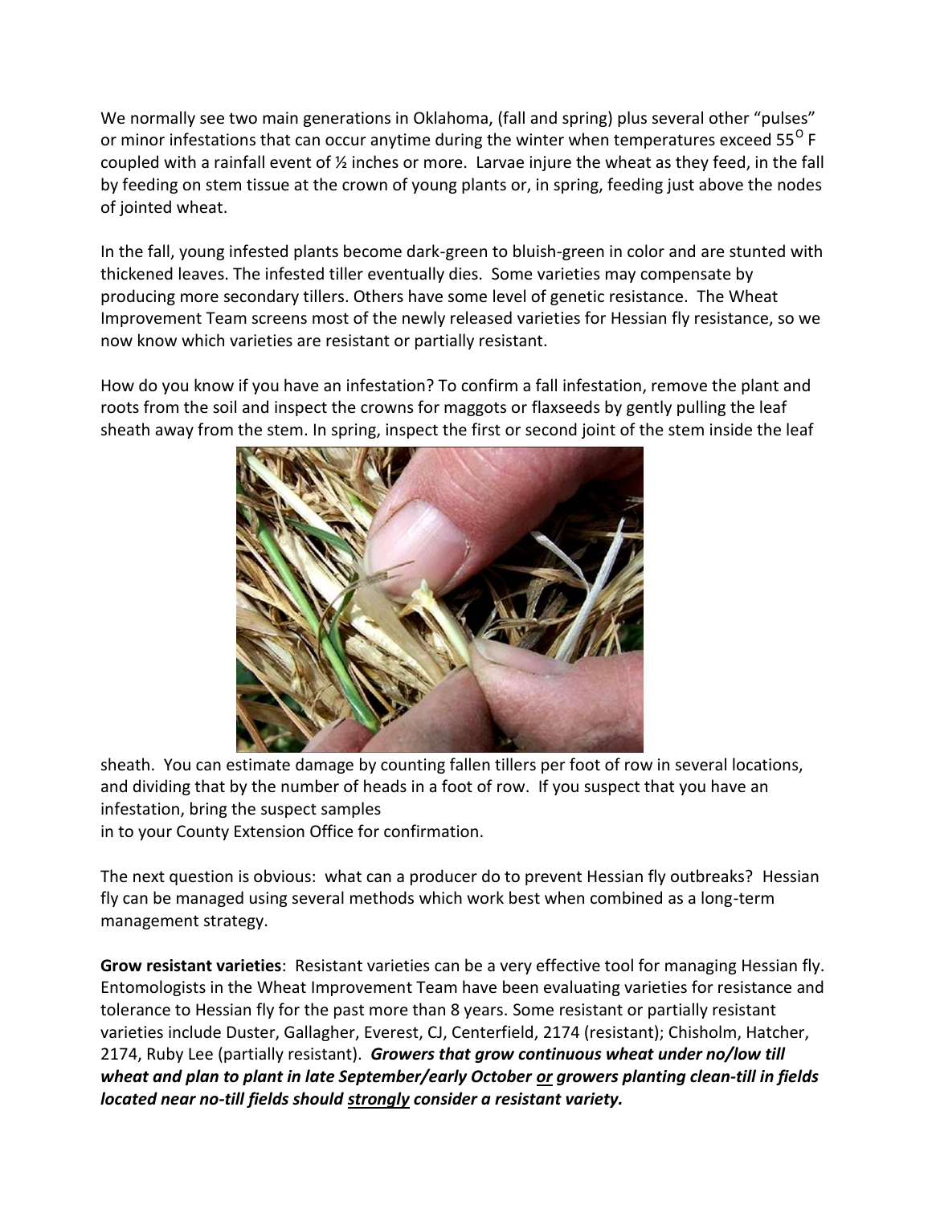We normally see two main generations in Oklahoma, (fall and spring) plus several other "pulses" or minor infestations that can occur anytime during the winter when temperatures exceed 55$^{O}$ F coupled with a rainfall event of ½ inches or more. Larvae injure the wheat as they feed, in the fall by feeding on stem tissue at the crown of young plants or, in spring, feeding just above the nodes of jointed wheat.

In the fall, young infested plants become dark-green to bluish-green in color and are stunted with thickened leaves. The infested tiller eventually dies. Some varieties may compensate by producing more secondary tillers. Others have some level of genetic resistance. The Wheat Improvement Team screens most of the newly released varieties for Hessian fly resistance, so we now know which varieties are resistant or partially resistant.

How do you know if you have an infestation? To confirm a fall infestation, remove the plant and roots from the soil and inspect the crowns for maggots or flaxseeds by gently pulling the leaf sheath away from the stem. In spring, inspect the first or second joint of the stem inside the leaf sheath. You can estimate damage by counting fallen tillers per foot of row in several locations, and dividing that by the number of heads in a foot of row. If you suspect that you have an infestation, bring the suspect samples in to your County Extension Office for confirmation.

The next question is obvious: what can a producer do to prevent Hessian fly outbreaks? Hessian fly can be managed using several methods which work best when combined as a long-term management strategy.

**Grow resistant varieties**: Resistant varieties can be a very effective tool for managing Hessian fly. Entomologists in the Wheat Improvement Team have been evaluating varieties for resistance and tolerance to Hessian fly for the past more than 8 years. Some resistant or partially resistant varieties include Duster, Gallagher, Everest, CJ, Centerfield, 2174 (resistant); Chisholm, Hatcher, 2174, Ruby Lee (partially resistant). ***Growers that grow continuous wheat under no/low till wheat and plan to plant in late September/early October or growers planting clean-till in fields located near no-till fields should strongly consider a resistant variety.***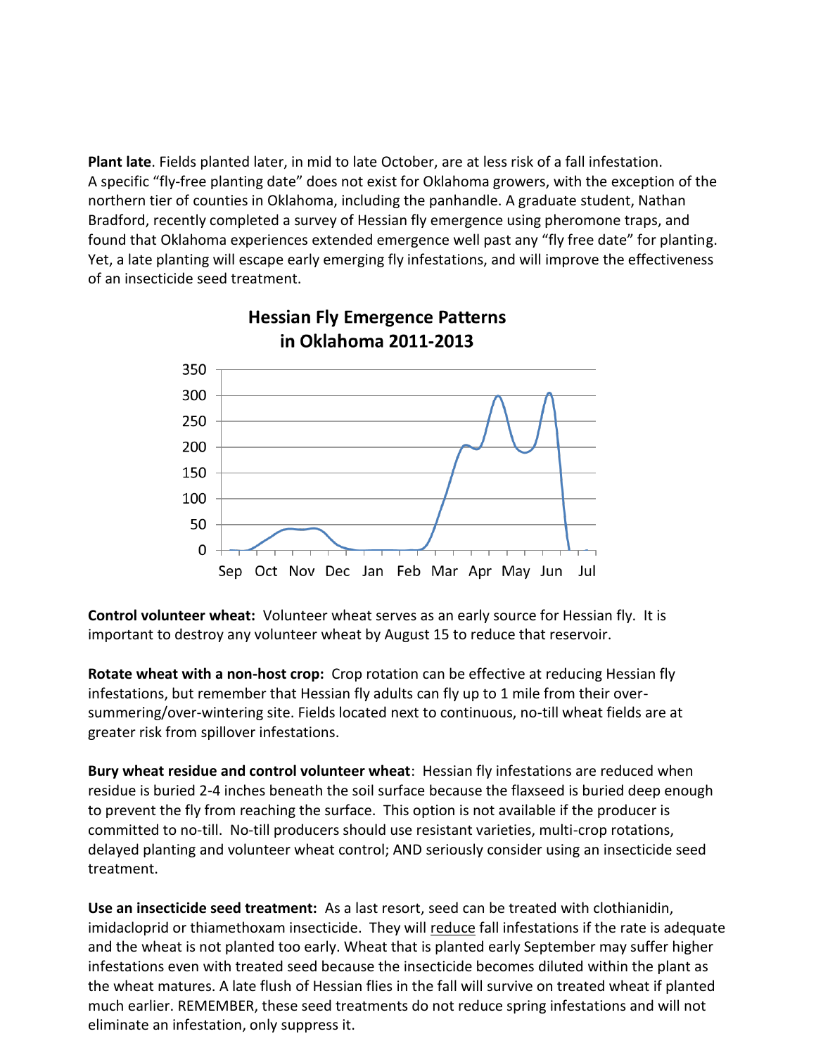**Plant late**. Fields planted later, in mid to late October, are at less risk of a fall infestation. A specific "fly-free planting date" does not exist for Oklahoma growers, with the exception of the northern tier of counties in Oklahoma, including the panhandle. A graduate student, Nathan Bradford, recently completed a survey of Hessian fly emergence using pheromone traps, and found that Oklahoma experiences extended emergence well past any "fly free date" for planting. Yet, a late planting will escape early emerging fly infestations, and will improve the effectiveness of an insecticide seed treatment.

**Hessian Fly Emergence Patterns in Oklahoma 2011-2013**

**Control volunteer wheat:** Volunteer wheat serves as an early source for Hessian fly. It is important to destroy any volunteer wheat by August 15 to reduce that reservoir.

**Rotate wheat with a non-host crop:** Crop rotation can be effective at reducing Hessian fly infestations, but remember that Hessian fly adults can fly up to 1 mile from their over-summering/over-wintering site. Fields located next to continuous, no-till wheat fields are at greater risk from spillover infestations.

**Bury wheat residue and control volunteer wheat**: Hessian fly infestations are reduced when residue is buried 2-4 inches beneath the soil surface because the flaxseed is buried deep enough to prevent the fly from reaching the surface. This option is not available if the producer is committed to no-till. No-till producers should use resistant varieties, multi-crop rotations, delayed planting and volunteer wheat control; AND seriously consider using an insecticide seed treatment.

**Use an insecticide seed treatment:** As a last resort, seed can be treated with clothianidin, imidacloprid or thiamethoxam insecticide. They will reduce fall infestations if the rate is adequate and the wheat is not planted too early. Wheat that is planted early September may suffer higher infestations even with treated seed because the insecticide becomes diluted within the plant as the wheat matures. A late flush of Hessian flies in the fall will survive on treated wheat if planted much earlier. REMEMBER, these seed treatments do not reduce spring infestations and will not eliminate an infestation, only suppress it.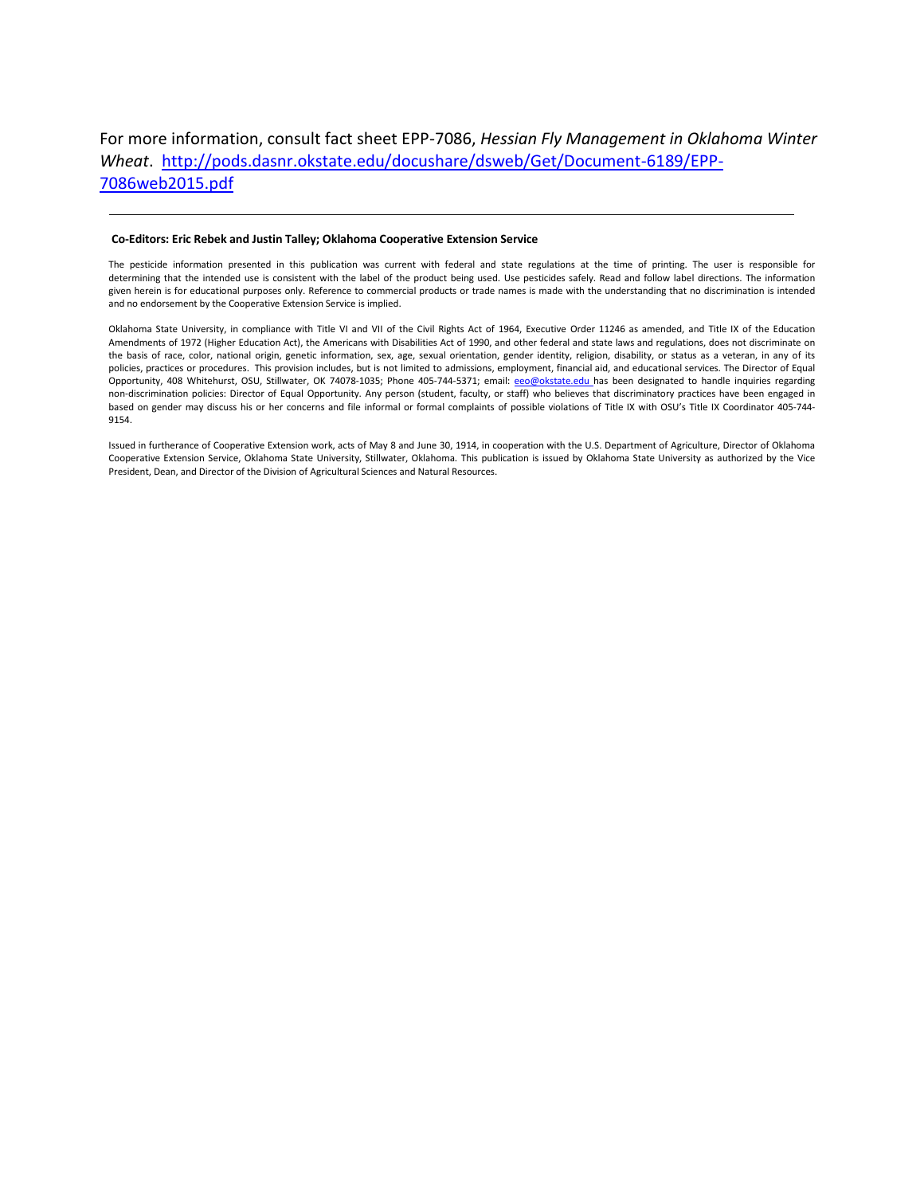For more information, consult fact sheet EPP-7086, *Hessian Fly Management in Oklahoma Winter Wheat*. [http://pods.dasnr.okstate.edu/docushare/dsweb/Get/Document-6189/EPP-7086web2015.pdf](http://pods.dasnr.okstate.edu/docushare/dsweb/Get/Document-6189/EPP-7086web2015.pdf)

---

**Co-Editors: Eric Rebek and Justin Talley; Oklahoma Cooperative Extension Service**

The pesticide information presented in this publication was current with federal and state regulations at the time of printing. The user is responsible for determining that the intended use is consistent with the label of the product being used. Use pesticides safely. Read and follow label directions. The information given herein is for educational purposes only. Reference to commercial products or trade names is made with the understanding that no discrimination is intended and no endorsement by the Cooperative Extension Service is implied.

Oklahoma State University, in compliance with Title VI and VII of the Civil Rights Act of 1964, Executive Order 11246 as amended, and Title IX of the Education Amendments of 1972 (Higher Education Act), the Americans with Disabilities Act of 1990, and other federal and state laws and regulations, does not discriminate on the basis of race, color, national origin, genetic information, sex, age, sexual orientation, gender identity, religion, disability, or status as a veteran, in any of its policies, practices or procedures. This provision includes, but is not limited to admissions, employment, financial aid, and educational services. The Director of Equal Opportunity, 408 Whitehurst, OSU, Stillwater, OK 74078-1035; Phone 405-744-5371; email: eeo@okstate.edu has been designated to handle inquiries regarding non-discrimination policies: Director of Equal Opportunity. Any person (student, faculty, or staff) who believes that discriminatory practices have been engaged in based on gender may discuss his or her concerns and file informal or formal complaints of possible violations of Title IX with OSU's Title IX Coordinator 405-744-9154.

Issued in furtherance of Cooperative Extension work, acts of May 8 and June 30, 1914, in cooperation with the U.S. Department of Agriculture, Director of Oklahoma Cooperative Extension Service, Oklahoma State University, Stillwater, Oklahoma. This publication is issued by Oklahoma State University as authorized by the Vice President, Dean, and Director of the Division of Agricultural Sciences and Natural Resources.